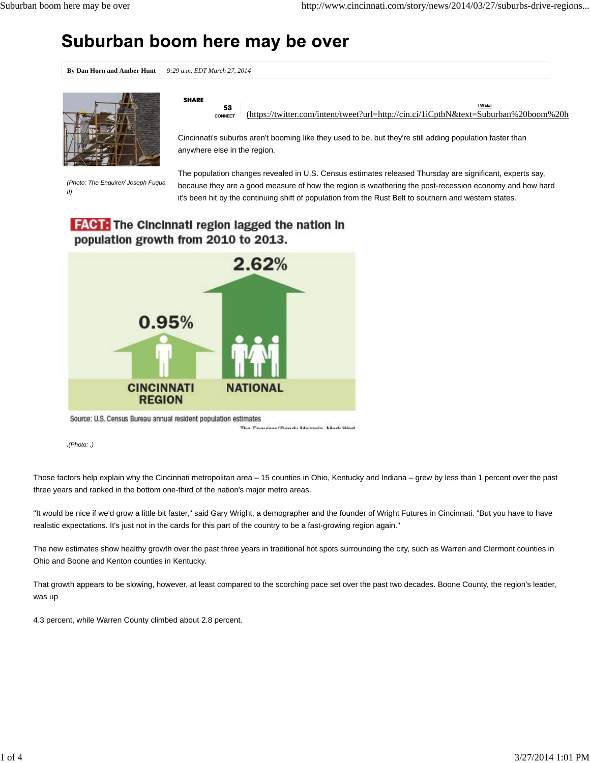# Suburban boom here may be over

**By Dan Horn and Amber Hunt** *9:29 a.m. EDT March 27, 2014*

*(Photo: The Enquirer/ Joseph Fuqua II)*

SHARE

53 CONNECT

TWEET (https://twitter.com/intent/tweet?url=http://cin.ci/1iCptbN&text=Suburban%20boom%20h

Cincinnati's suburbs aren't booming like they used to be, but they're still adding population faster than anywhere else in the region.

The population changes revealed in U.S. Census estimates released Thursday are significant, experts say, because they are a good measure of how the region is weathering the post-recession economy and how hard it's been hit by the continuing shift of population from the Rust Belt to southern and western states.

**FACT:** The Cincinnati region lagged the nation in population growth from 2010 to 2013.

| CINCINNATI REGION | NATIONAL |
|---|---|
| 0.95% | 2.62% |

Source: U.S. Census Bureau annual resident population estimates

The Enquirer/Randy Mazzola, Mark Wert

.*(Photo: .)*

Those factors help explain why the Cincinnati metropolitan area – 15 counties in Ohio, Kentucky and Indiana – grew by less than 1 percent over the past three years and ranked in the bottom one-third of the nation's major metro areas.

"It would be nice if we'd grow a little bit faster," said Gary Wright, a demographer and the founder of Wright Futures in Cincinnati. "But you have to have realistic expectations. It's just not in the cards for this part of the country to be a fast-growing region again."

The new estimates show healthy growth over the past three years in traditional hot spots surrounding the city, such as Warren and Clermont counties in Ohio and Boone and Kenton counties in Kentucky.

That growth appears to be slowing, however, at least compared to the scorching pace set over the past two decades. Boone County, the region's leader, was up

4.3 percent, while Warren County climbed about 2.8 percent.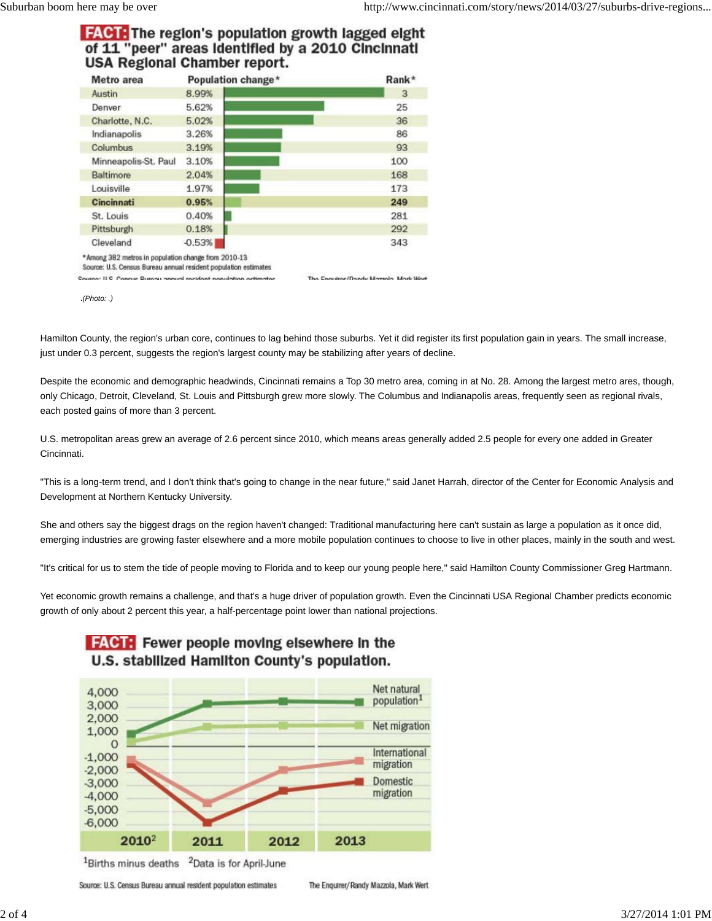**FACT: The region's population growth lagged eight of 11 "peer" areas identified by a 2010 Cincinnati USA Regional Chamber report.**

| Metro area | Population change* | Rank* |
|---|---|---|
| Austin | 8.99% | 3 |
| Denver | 5.62% | 25 |
| Charlotte, N.C. | 5.02% | 36 |
| Indianapolis | 3.26% | 86 |
| Columbus | 3.19% | 93 |
| Minneapolis-St. Paul | 3.10% | 100 |
| Baltimore | 2.04% | 168 |
| Louisville | 1.97% | 173 |
| **Cincinnati** | **0.95%** | **249** |
| St. Louis | 0.40% | 281 |
| Pittsburgh | 0.18% | 292 |
| Cleveland | -0.53% | 343 |

*Among 382 metros in population change from 2010-13

Source: U.S. Census Bureau annual resident population estimates

The Enquirer/Randy Mazzola, Mark Wert

.(Photo: .)

Hamilton County, the region's urban core, continues to lag behind those suburbs. Yet it did register its first population gain in years. The small increase, just under 0.3 percent, suggests the region's largest county may be stabilizing after years of decline.

Despite the economic and demographic headwinds, Cincinnati remains a Top 30 metro area, coming in at No. 28. Among the largest metro ares, though, only Chicago, Detroit, Cleveland, St. Louis and Pittsburgh grew more slowly. The Columbus and Indianapolis areas, frequently seen as regional rivals, each posted gains of more than 3 percent.

U.S. metropolitan areas grew an average of 2.6 percent since 2010, which means areas generally added 2.5 people for every one added in Greater Cincinnati.

"This is a long-term trend, and I don't think that's going to change in the near future," said Janet Harrah, director of the Center for Economic Analysis and Development at Northern Kentucky University.

She and others say the biggest drags on the region haven't changed: Traditional manufacturing here can't sustain as large a population as it once did, emerging industries are growing faster elsewhere and a more mobile population continues to choose to live in other places, mainly in the south and west.

"It's critical for us to stem the tide of people moving to Florida and to keep our young people here," said Hamilton County Commissioner Greg Hartmann.

Yet economic growth remains a challenge, and that's a huge driver of population growth. Even the Cincinnati USA Regional Chamber predicts economic growth of only about 2 percent this year, a half-percentage point lower than national projections.

**FACT: Fewer people moving elsewhere in the U.S. stabilized Hamilton County's population.**

Series: Net natural population[1]; Net migration; International migration; Domestic migration. Years: 2010[2], 2011, 2012, 2013.

[1]Births minus deaths [2]Data is for April-June

Source: U.S. Census Bureau annual resident population estimates

The Enquirer/Randy Mazzola, Mark Wert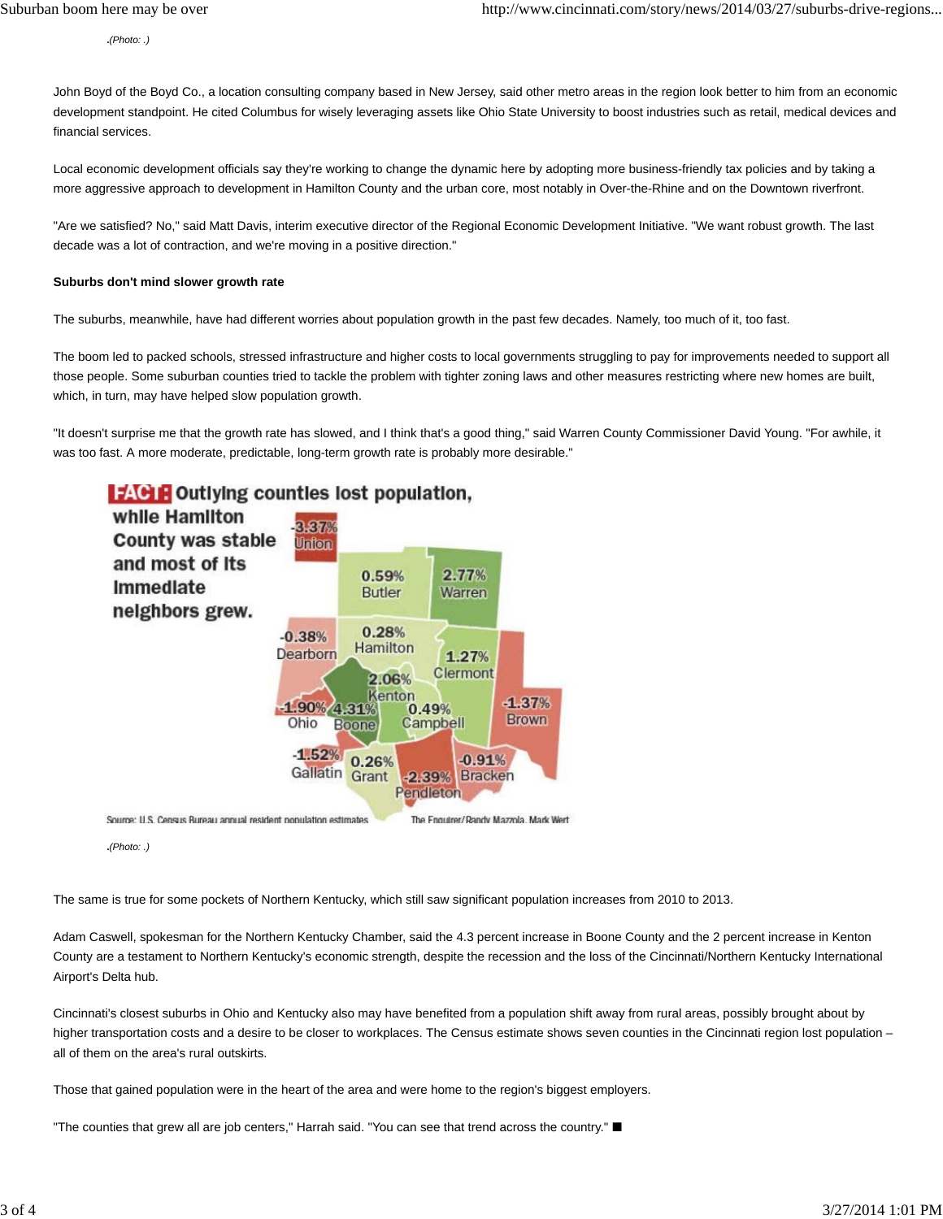.(Photo: .)

John Boyd of the Boyd Co., a location consulting company based in New Jersey, said other metro areas in the region look better to him from an economic development standpoint. He cited Columbus for wisely leveraging assets like Ohio State University to boost industries such as retail, medical devices and financial services.

Local economic development officials say they're working to change the dynamic here by adopting more business-friendly tax policies and by taking a more aggressive approach to development in Hamilton County and the urban core, most notably in Over-the-Rhine and on the Downtown riverfront.

"Are we satisfied? No," said Matt Davis, interim executive director of the Regional Economic Development Initiative. "We want robust growth. The last decade was a lot of contraction, and we're moving in a positive direction."

**Suburbs don't mind slower growth rate**

The suburbs, meanwhile, have had different worries about population growth in the past few decades. Namely, too much of it, too fast.

The boom led to packed schools, stressed infrastructure and higher costs to local governments struggling to pay for improvements needed to support all those people. Some suburban counties tried to tackle the problem with tighter zoning laws and other measures restricting where new homes are built, which, in turn, may have helped slow population growth.

"It doesn't surprise me that the growth rate has slowed, and I think that's a good thing," said Warren County Commissioner David Young. "For awhile, it was too fast. A more moderate, predictable, long-term growth rate is probably more desirable."

**FACT:** Outlying counties lost population, while Hamilton County was stable and most of its immediate neighbors grew.

| County | Change |
|---|---|
| Union | -3.37% |
| Butler | 0.59% |
| Warren | 2.77% |
| Dearborn | -0.38% |
| Hamilton | 0.28% |
| Clermont | 1.27% |
| Kenton | 2.06% |
| Ohio | -1.90% |
| Boone | 4.31% |
| Campbell | 0.49% |
| Brown | -1.37% |
| Gallatin | -1.52% |
| Grant | 0.26% |
| Pendleton | -2.39% |
| Bracken | -0.91% |

Source: U.S. Census Bureau annual resident population estimates. The Enquirer/Randy Mazzola, Mark Wert

.(Photo: .)

The same is true for some pockets of Northern Kentucky, which still saw significant population increases from 2010 to 2013.

Adam Caswell, spokesman for the Northern Kentucky Chamber, said the 4.3 percent increase in Boone County and the 2 percent increase in Kenton County are a testament to Northern Kentucky's economic strength, despite the recession and the loss of the Cincinnati/Northern Kentucky International Airport's Delta hub.

Cincinnati's closest suburbs in Ohio and Kentucky also may have benefited from a population shift away from rural areas, possibly brought about by higher transportation costs and a desire to be closer to workplaces. The Census estimate shows seven counties in the Cincinnati region lost population – all of them on the area's rural outskirts.

Those that gained population were in the heart of the area and were home to the region's biggest employers.

"The counties that grew all are job centers," Harrah said. "You can see that trend across the country." ■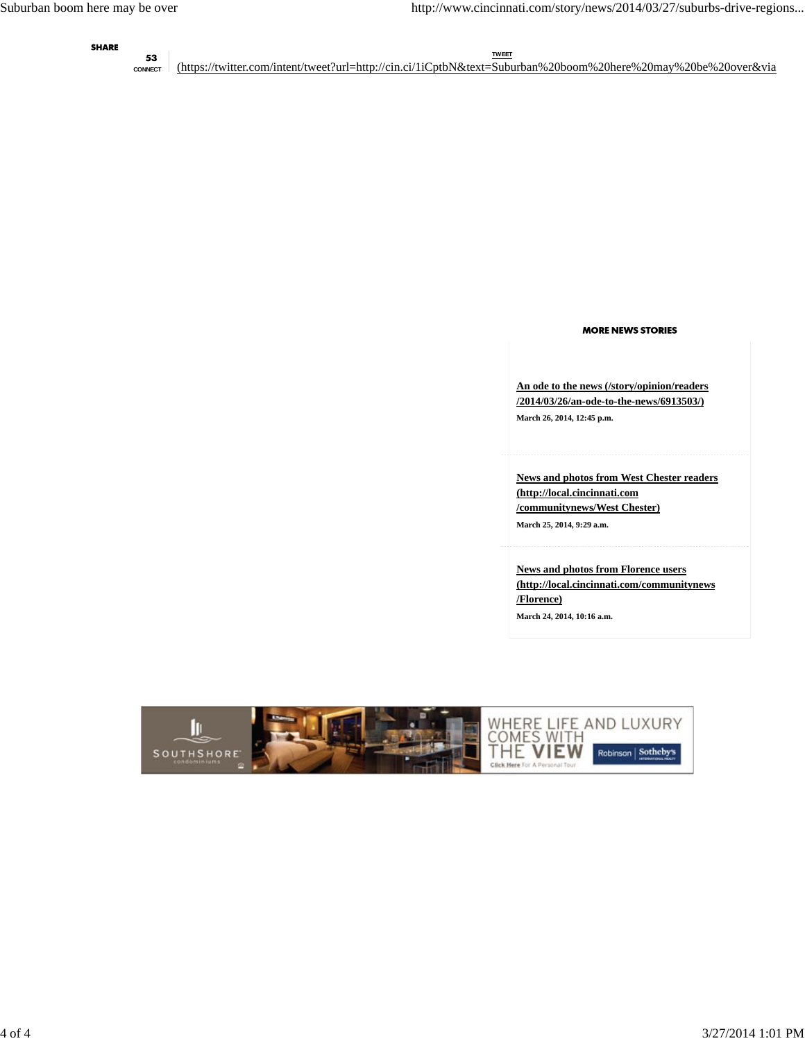**SHARE**

53
CONNECT

TWEET
(https://twitter.com/intent/tweet?url=http://cin.ci/1iCptbN&text=Suburban%20boom%20here%20may%20be%20over&via

**MORE NEWS STORIES**

**An ode to the news (/story/opinion/readers/2014/03/26/an-ode-to-the-news/6913503/)**
March 26, 2014, 12:45 p.m.

**News and photos from West Chester readers (http://local.cincinnati.com/communitynews/West Chester)**
March 25, 2014, 9:29 a.m.

**News and photos from Florence users (http://local.cincinnati.com/communitynews/Florence)**
March 24, 2014, 10:16 a.m.

SOUTHSHORE condominiums
WHERE LIFE AND LUXURY COMES WITH THE VIEW
Robinson | Sotheby's INTERNATIONAL REALTY
Click Here For A Personal Tour